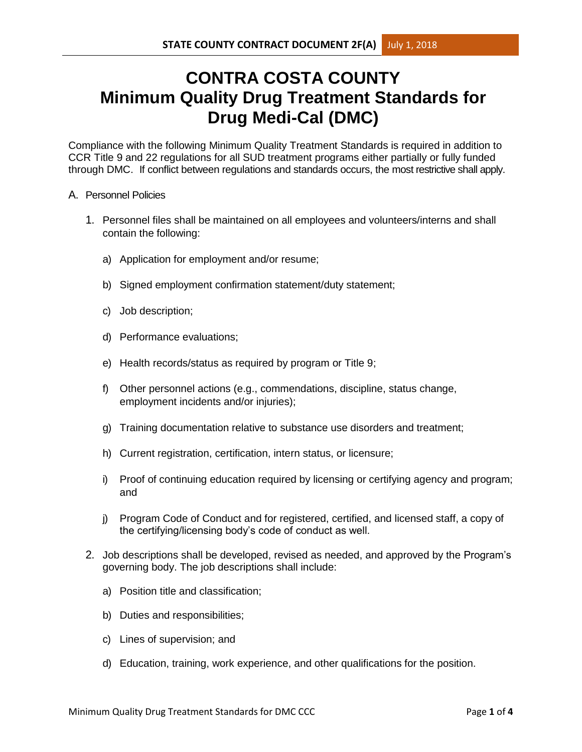# CONTRA COSTA COUNTY
# Minimum Quality Drug Treatment Standards for Drug Medi-Cal (DMC)

Compliance with the following Minimum Quality Treatment Standards is required in addition to CCR Title 9 and 22 regulations for all SUD treatment programs either partially or fully funded through DMC. If conflict between regulations and standards occurs, the most restrictive shall apply.

A. Personnel Policies

1. Personnel files shall be maintained on all employees and volunteers/interns and shall contain the following:

   a) Application for employment and/or resume;

   b) Signed employment confirmation statement/duty statement;

   c) Job description;

   d) Performance evaluations;

   e) Health records/status as required by program or Title 9;

   f) Other personnel actions (e.g., commendations, discipline, status change, employment incidents and/or injuries);

   g) Training documentation relative to substance use disorders and treatment;

   h) Current registration, certification, intern status, or licensure;

   i) Proof of continuing education required by licensing or certifying agency and program; and

   j) Program Code of Conduct and for registered, certified, and licensed staff, a copy of the certifying/licensing body's code of conduct as well.

2. Job descriptions shall be developed, revised as needed, and approved by the Program's governing body. The job descriptions shall include:

   a) Position title and classification;

   b) Duties and responsibilities;

   c) Lines of supervision; and

   d) Education, training, work experience, and other qualifications for the position.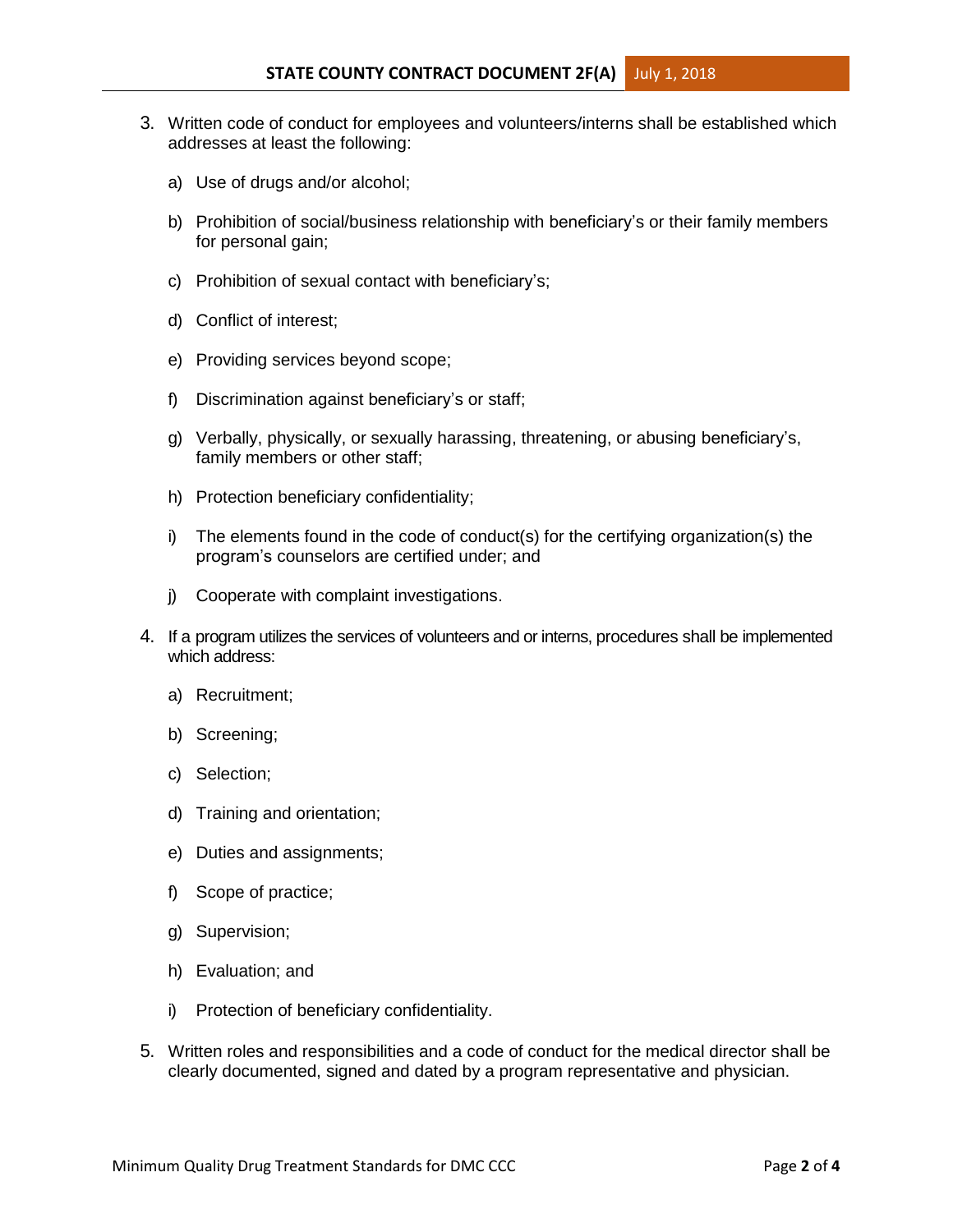3. Written code of conduct for employees and volunteers/interns shall be established which addresses at least the following:

    a) Use of drugs and/or alcohol;

    b) Prohibition of social/business relationship with beneficiary's or their family members for personal gain;

    c) Prohibition of sexual contact with beneficiary's;

    d) Conflict of interest;

    e) Providing services beyond scope;

    f) Discrimination against beneficiary's or staff;

    g) Verbally, physically, or sexually harassing, threatening, or abusing beneficiary's, family members or other staff;

    h) Protection beneficiary confidentiality;

    i) The elements found in the code of conduct(s) for the certifying organization(s) the program's counselors are certified under; and

    j) Cooperate with complaint investigations.

4. If a program utilizes the services of volunteers and or interns, procedures shall be implemented which address:

    a) Recruitment;

    b) Screening;

    c) Selection;

    d) Training and orientation;

    e) Duties and assignments;

    f) Scope of practice;

    g) Supervision;

    h) Evaluation; and

    i) Protection of beneficiary confidentiality.

5. Written roles and responsibilities and a code of conduct for the medical director shall be clearly documented, signed and dated by a program representative and physician.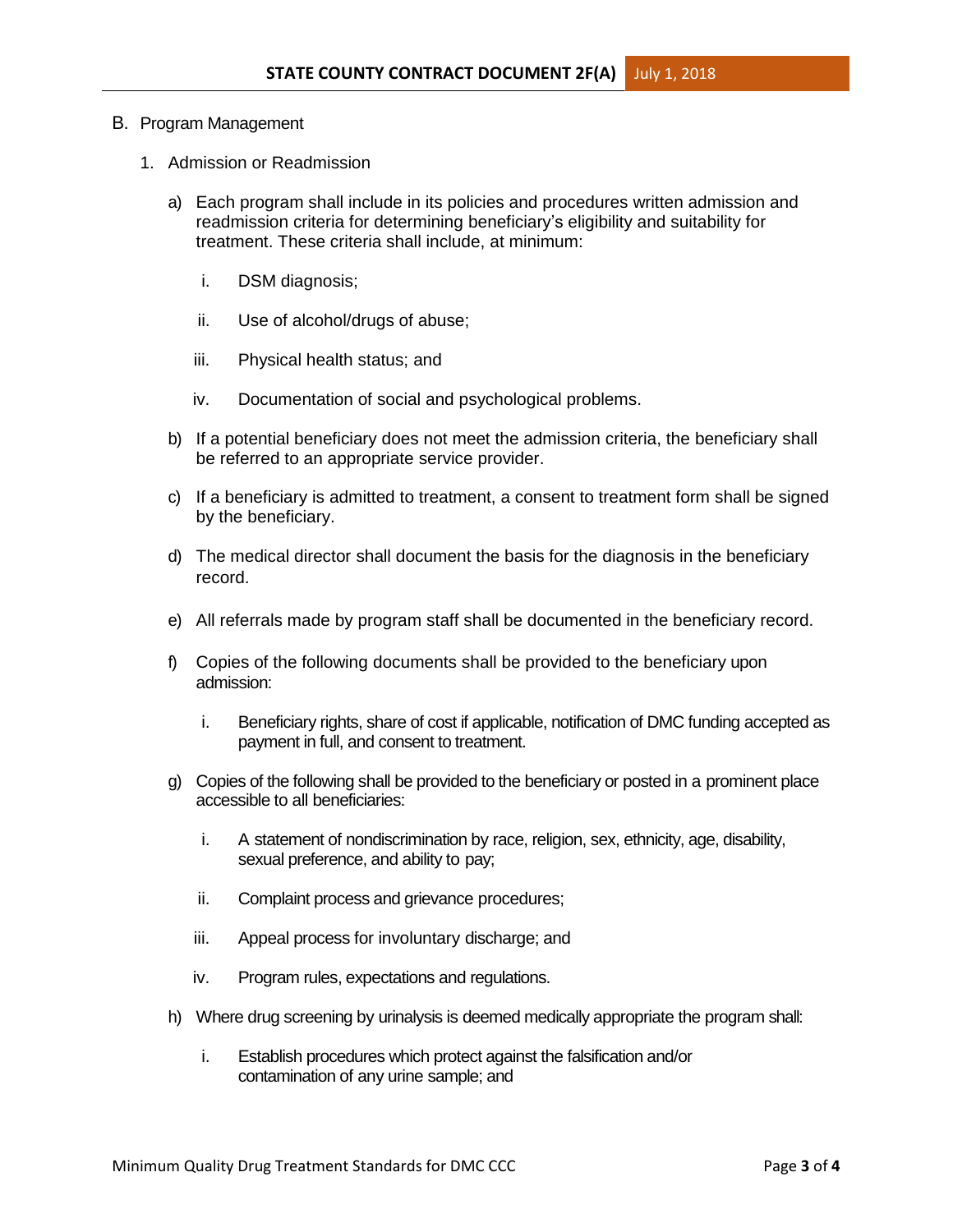B. Program Management

1. Admission or Readmission

   a) Each program shall include in its policies and procedures written admission and readmission criteria for determining beneficiary's eligibility and suitability for treatment. These criteria shall include, at minimum:

      i. DSM diagnosis;

      ii. Use of alcohol/drugs of abuse;

      iii. Physical health status; and

      iv. Documentation of social and psychological problems.

   b) If a potential beneficiary does not meet the admission criteria, the beneficiary shall be referred to an appropriate service provider.

   c) If a beneficiary is admitted to treatment, a consent to treatment form shall be signed by the beneficiary.

   d) The medical director shall document the basis for the diagnosis in the beneficiary record.

   e) All referrals made by program staff shall be documented in the beneficiary record.

   f) Copies of the following documents shall be provided to the beneficiary upon admission:

      i. Beneficiary rights, share of cost if applicable, notification of DMC funding accepted as payment in full, and consent to treatment.

   g) Copies of the following shall be provided to the beneficiary or posted in a prominent place accessible to all beneficiaries:

      i. A statement of nondiscrimination by race, religion, sex, ethnicity, age, disability, sexual preference, and ability to pay;

      ii. Complaint process and grievance procedures;

      iii. Appeal process for involuntary discharge; and

      iv. Program rules, expectations and regulations.

   h) Where drug screening by urinalysis is deemed medically appropriate the program shall:

      i. Establish procedures which protect against the falsification and/or contamination of any urine sample; and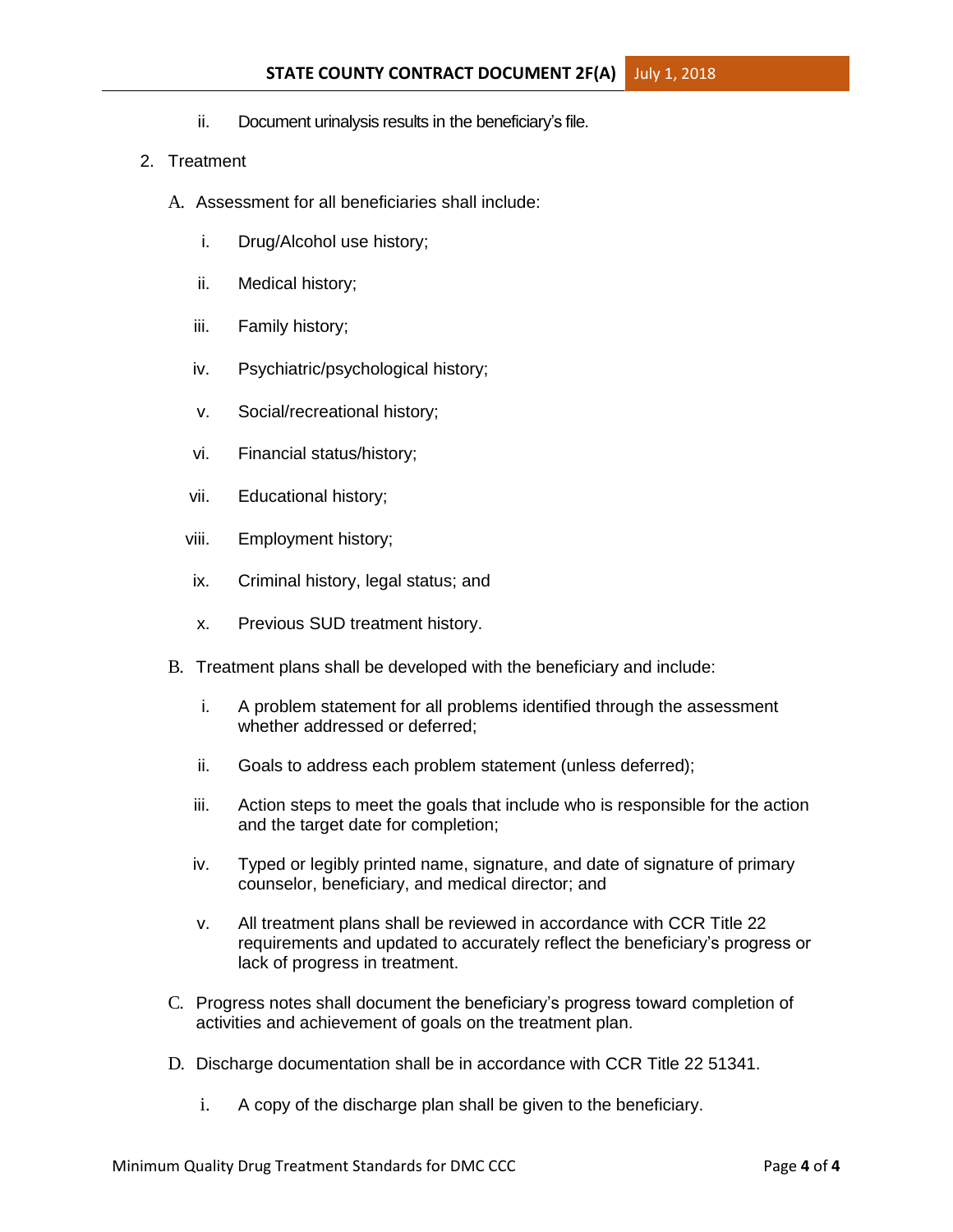ii. Document urinalysis results in the beneficiary's file.

2. Treatment

   A. Assessment for all beneficiaries shall include:

      i. Drug/Alcohol use history;

      ii. Medical history;

      iii. Family history;

      iv. Psychiatric/psychological history;

      v. Social/recreational history;

      vi. Financial status/history;

      vii. Educational history;

      viii. Employment history;

      ix. Criminal history, legal status; and

      x. Previous SUD treatment history.

   B. Treatment plans shall be developed with the beneficiary and include:

      i. A problem statement for all problems identified through the assessment whether addressed or deferred;

      ii. Goals to address each problem statement (unless deferred);

      iii. Action steps to meet the goals that include who is responsible for the action and the target date for completion;

      iv. Typed or legibly printed name, signature, and date of signature of primary counselor, beneficiary, and medical director; and

      v. All treatment plans shall be reviewed in accordance with CCR Title 22 requirements and updated to accurately reflect the beneficiary's progress or lack of progress in treatment.

   C. Progress notes shall document the beneficiary's progress toward completion of activities and achievement of goals on the treatment plan.

   D. Discharge documentation shall be in accordance with CCR Title 22 51341.

      i. A copy of the discharge plan shall be given to the beneficiary.